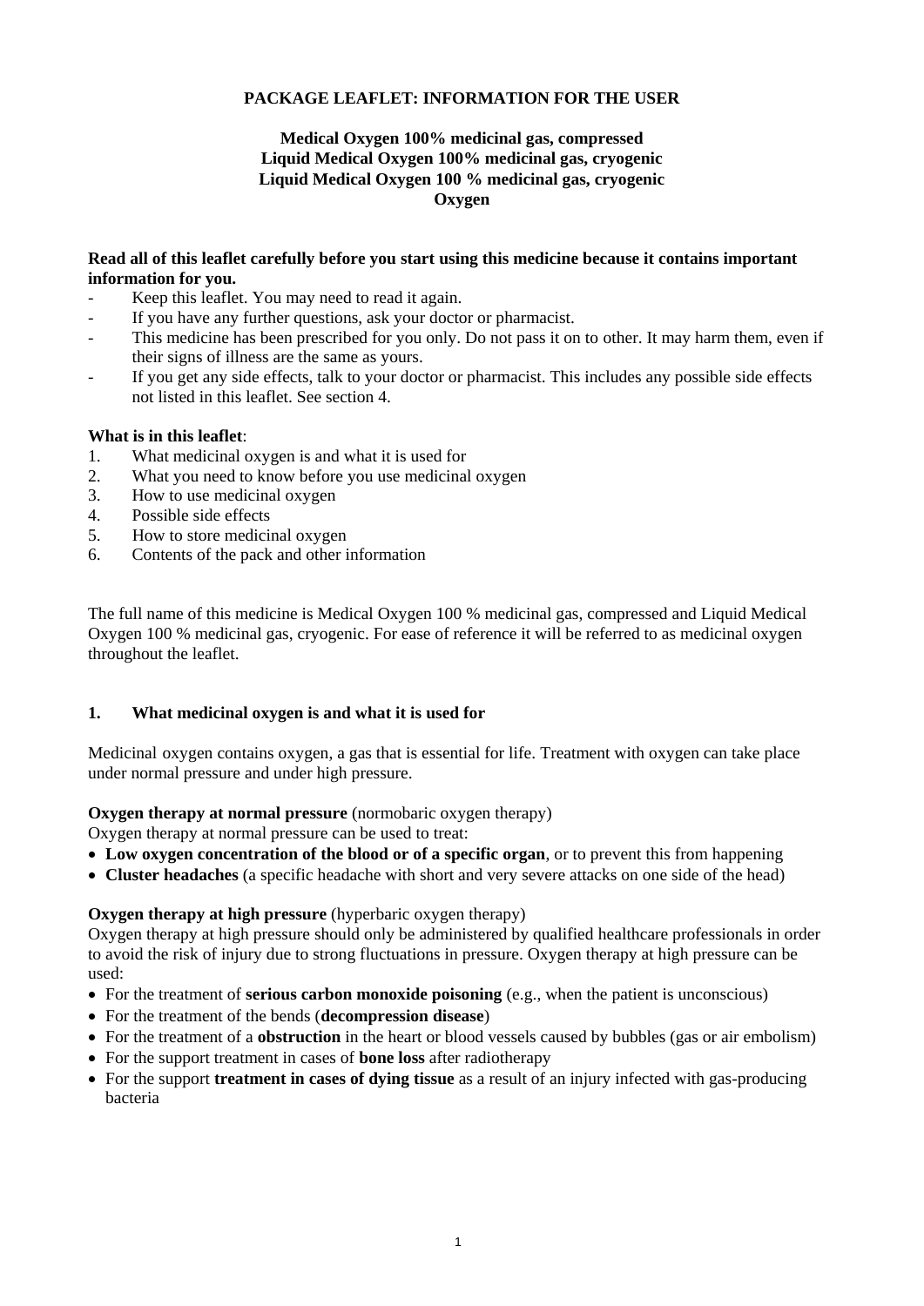**PACKAGE LEAFLET: INFORMATION FOR THE USER**

**Medical Oxygen 100% medicinal gas, compressed**
**Liquid Medical Oxygen 100% medicinal gas, cryogenic**
**Liquid Medical Oxygen 100 % medicinal gas, cryogenic**
**Oxygen**

**Read all of this leaflet carefully before you start using this medicine because it contains important information for you.**

- Keep this leaflet. You may need to read it again.
- If you have any further questions, ask your doctor or pharmacist.
- This medicine has been prescribed for you only. Do not pass it on to other. It may harm them, even if their signs of illness are the same as yours.
- If you get any side effects, talk to your doctor or pharmacist. This includes any possible side effects not listed in this leaflet. See section 4.

**What is in this leaflet**:

1. What medicinal oxygen is and what it is used for
2. What you need to know before you use medicinal oxygen
3. How to use medicinal oxygen
4. Possible side effects
5. How to store medicinal oxygen
6. Contents of the pack and other information

The full name of this medicine is Medical Oxygen 100 % medicinal gas, compressed and Liquid Medical Oxygen 100 % medicinal gas, cryogenic. For ease of reference it will be referred to as medicinal oxygen throughout the leaflet.

## 1. What medicinal oxygen is and what it is used for

Medicinal oxygen contains oxygen, a gas that is essential for life. Treatment with oxygen can take place under normal pressure and under high pressure.

**Oxygen therapy at normal pressure** (normobaric oxygen therapy)
Oxygen therapy at normal pressure can be used to treat:

- **Low oxygen concentration of the blood or of a specific organ**, or to prevent this from happening
- **Cluster headaches** (a specific headache with short and very severe attacks on one side of the head)

**Oxygen therapy at high pressure** (hyperbaric oxygen therapy)
Oxygen therapy at high pressure should only be administered by qualified healthcare professionals in order to avoid the risk of injury due to strong fluctuations in pressure. Oxygen therapy at high pressure can be used:

- For the treatment of **serious carbon monoxide poisoning** (e.g., when the patient is unconscious)
- For the treatment of the bends (**decompression disease**)
- For the treatment of a **obstruction** in the heart or blood vessels caused by bubbles (gas or air embolism)
- For the support treatment in cases of **bone loss** after radiotherapy
- For the support **treatment in cases of dying tissue** as a result of an injury infected with gas-producing bacteria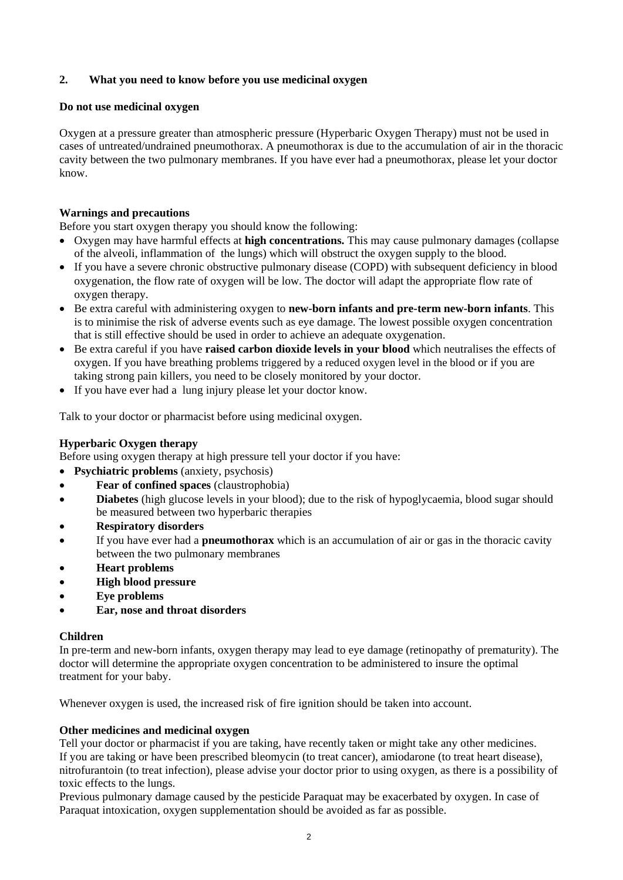## 2. What you need to know before you use medicinal oxygen

**Do not use medicinal oxygen**

Oxygen at a pressure greater than atmospheric pressure (Hyperbaric Oxygen Therapy) must not be used in cases of untreated/undrained pneumothorax. A pneumothorax is due to the accumulation of air in the thoracic cavity between the two pulmonary membranes. If you have ever had a pneumothorax, please let your doctor know.

**Warnings and precautions**

Before you start oxygen therapy you should know the following:

- Oxygen may have harmful effects at **high concentrations.** This may cause pulmonary damages (collapse of the alveoli, inflammation of the lungs) which will obstruct the oxygen supply to the blood.
- If you have a severe chronic obstructive pulmonary disease (COPD) with subsequent deficiency in blood oxygenation, the flow rate of oxygen will be low. The doctor will adapt the appropriate flow rate of oxygen therapy.
- Be extra careful with administering oxygen to **new-born infants and pre-term new-born infants**. This is to minimise the risk of adverse events such as eye damage. The lowest possible oxygen concentration that is still effective should be used in order to achieve an adequate oxygenation.
- Be extra careful if you have **raised carbon dioxide levels in your blood** which neutralises the effects of oxygen. If you have breathing problems triggered by a reduced oxygen level in the blood or if you are taking strong pain killers, you need to be closely monitored by your doctor.
- If you have ever had a lung injury please let your doctor know.

Talk to your doctor or pharmacist before using medicinal oxygen.

**Hyperbaric Oxygen therapy**

Before using oxygen therapy at high pressure tell your doctor if you have:

- **Psychiatric problems** (anxiety, psychosis)
- **Fear of confined spaces** (claustrophobia)
- **Diabetes** (high glucose levels in your blood); due to the risk of hypoglycaemia, blood sugar should be measured between two hyperbaric therapies
- **Respiratory disorders**
- If you have ever had a **pneumothorax** which is an accumulation of air or gas in the thoracic cavity between the two pulmonary membranes
- **Heart problems**
- **High blood pressure**
- **Eye problems**
- **Ear, nose and throat disorders**

**Children**

In pre-term and new-born infants, oxygen therapy may lead to eye damage (retinopathy of prematurity). The doctor will determine the appropriate oxygen concentration to be administered to insure the optimal treatment for your baby.

Whenever oxygen is used, the increased risk of fire ignition should be taken into account.

**Other medicines and medicinal oxygen**

Tell your doctor or pharmacist if you are taking, have recently taken or might take any other medicines. If you are taking or have been prescribed bleomycin (to treat cancer), amiodarone (to treat heart disease), nitrofurantoin (to treat infection), please advise your doctor prior to using oxygen, as there is a possibility of toxic effects to the lungs.

Previous pulmonary damage caused by the pesticide Paraquat may be exacerbated by oxygen. In case of Paraquat intoxication, oxygen supplementation should be avoided as far as possible.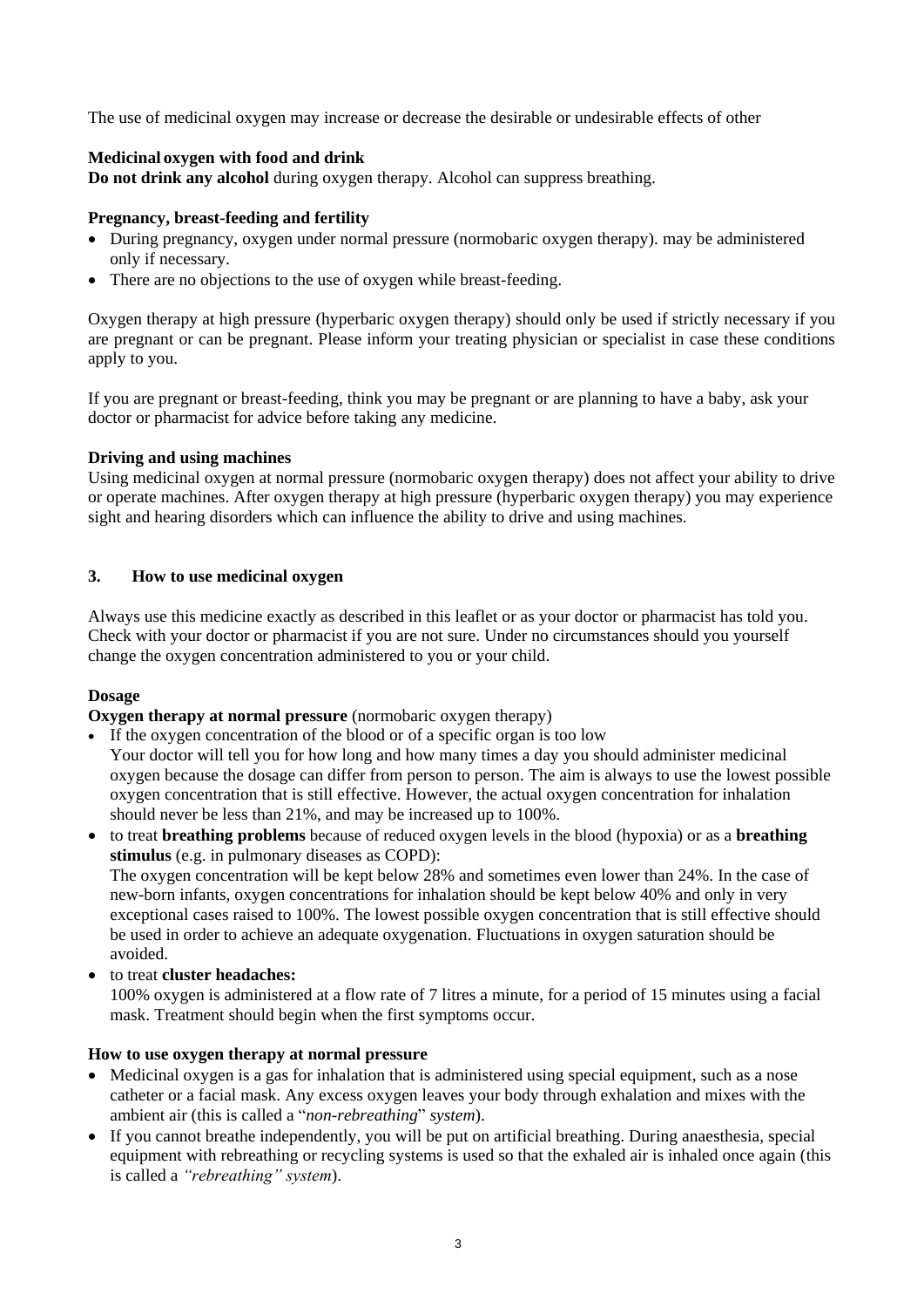The use of medicinal oxygen may increase or decrease the desirable or undesirable effects of other

**Medicinal oxygen with food and drink**

**Do not drink any alcohol** during oxygen therapy. Alcohol can suppress breathing.

**Pregnancy, breast-feeding and fertility**

- During pregnancy, oxygen under normal pressure (normobaric oxygen therapy). may be administered only if necessary.
- There are no objections to the use of oxygen while breast-feeding.

Oxygen therapy at high pressure (hyperbaric oxygen therapy) should only be used if strictly necessary if you are pregnant or can be pregnant. Please inform your treating physician or specialist in case these conditions apply to you.

If you are pregnant or breast-feeding, think you may be pregnant or are planning to have a baby, ask your doctor or pharmacist for advice before taking any medicine.

**Driving and using machines**

Using medicinal oxygen at normal pressure (normobaric oxygen therapy) does not affect your ability to drive or operate machines. After oxygen therapy at high pressure (hyperbaric oxygen therapy) you may experience sight and hearing disorders which can influence the ability to drive and using machines.

## 3. How to use medicinal oxygen

Always use this medicine exactly as described in this leaflet or as your doctor or pharmacist has told you. Check with your doctor or pharmacist if you are not sure. Under no circumstances should you yourself change the oxygen concentration administered to you or your child.

**Dosage**

**Oxygen therapy at normal pressure** (normobaric oxygen therapy)

- If the oxygen concentration of the blood or of a specific organ is too low
  Your doctor will tell you for how long and how many times a day you should administer medicinal oxygen because the dosage can differ from person to person. The aim is always to use the lowest possible oxygen concentration that is still effective. However, the actual oxygen concentration for inhalation should never be less than 21%, and may be increased up to 100%.
- to treat **breathing problems** because of reduced oxygen levels in the blood (hypoxia) or as a **breathing stimulus** (e.g. in pulmonary diseases as COPD):
  The oxygen concentration will be kept below 28% and sometimes even lower than 24%. In the case of new-born infants, oxygen concentrations for inhalation should be kept below 40% and only in very exceptional cases raised to 100%. The lowest possible oxygen concentration that is still effective should be used in order to achieve an adequate oxygenation. Fluctuations in oxygen saturation should be avoided.
- to treat **cluster headaches:**
  100% oxygen is administered at a flow rate of 7 litres a minute, for a period of 15 minutes using a facial mask. Treatment should begin when the first symptoms occur.

**How to use oxygen therapy at normal pressure**

- Medicinal oxygen is a gas for inhalation that is administered using special equipment, such as a nose catheter or a facial mask. Any excess oxygen leaves your body through exhalation and mixes with the ambient air (this is called a "*non-rebreathing*" *system*).
- If you cannot breathe independently, you will be put on artificial breathing. During anaesthesia, special equipment with rebreathing or recycling systems is used so that the exhaled air is inhaled once again (this is called a *"rebreathing" system*).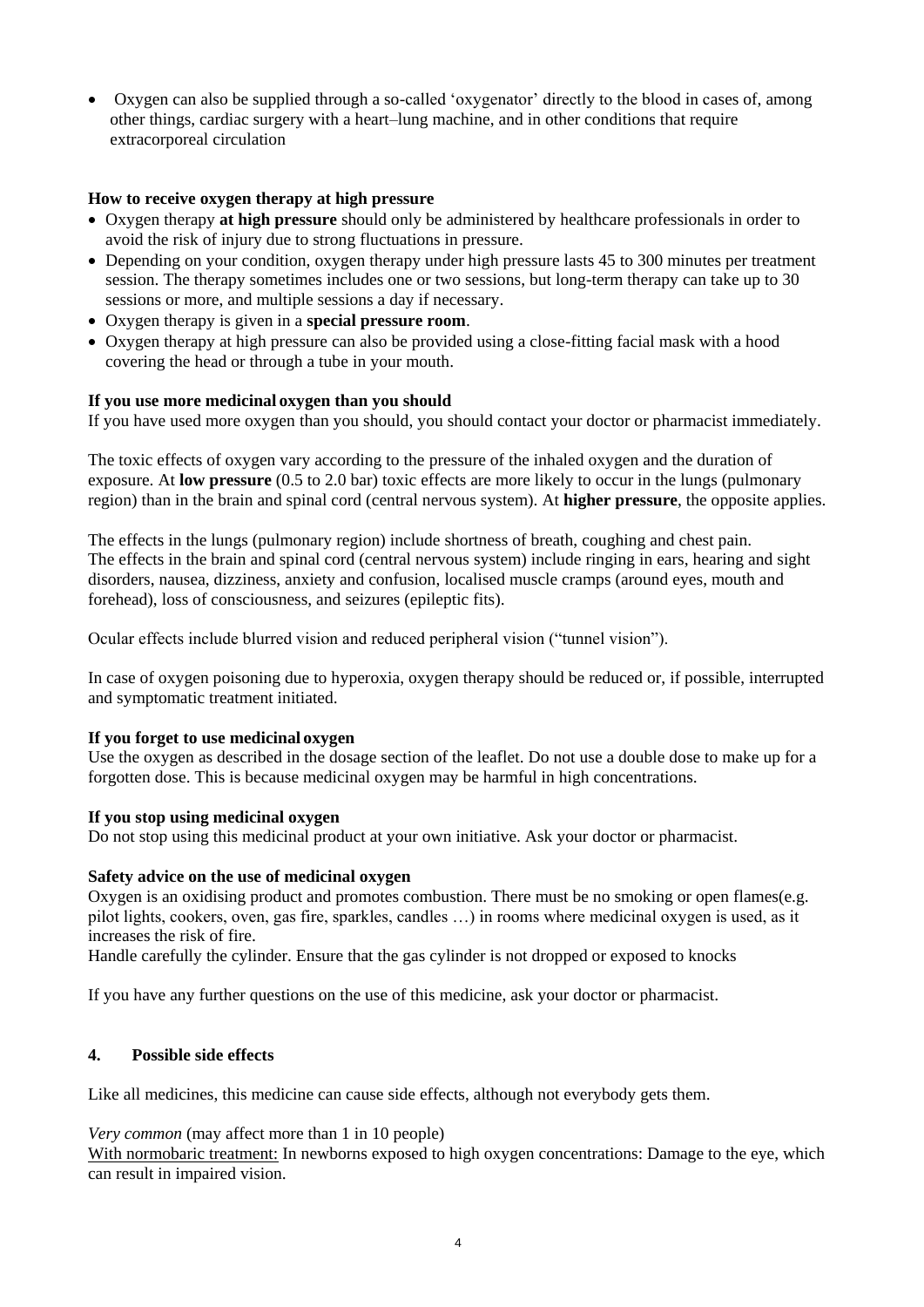- Oxygen can also be supplied through a so-called 'oxygenator' directly to the blood in cases of, among other things, cardiac surgery with a heart–lung machine, and in other conditions that require extracorporeal circulation

**How to receive oxygen therapy at high pressure**

- Oxygen therapy **at high pressure** should only be administered by healthcare professionals in order to avoid the risk of injury due to strong fluctuations in pressure.
- Depending on your condition, oxygen therapy under high pressure lasts 45 to 300 minutes per treatment session. The therapy sometimes includes one or two sessions, but long-term therapy can take up to 30 sessions or more, and multiple sessions a day if necessary.
- Oxygen therapy is given in a **special pressure room**.
- Oxygen therapy at high pressure can also be provided using a close-fitting facial mask with a hood covering the head or through a tube in your mouth.

**If you use more medicinal oxygen than you should**

If you have used more oxygen than you should, you should contact your doctor or pharmacist immediately.

The toxic effects of oxygen vary according to the pressure of the inhaled oxygen and the duration of exposure. At **low pressure** (0.5 to 2.0 bar) toxic effects are more likely to occur in the lungs (pulmonary region) than in the brain and spinal cord (central nervous system). At **higher pressure**, the opposite applies.

The effects in the lungs (pulmonary region) include shortness of breath, coughing and chest pain.
The effects in the brain and spinal cord (central nervous system) include ringing in ears, hearing and sight disorders, nausea, dizziness, anxiety and confusion, localised muscle cramps (around eyes, mouth and forehead), loss of consciousness, and seizures (epileptic fits).

Ocular effects include blurred vision and reduced peripheral vision ("tunnel vision").

In case of oxygen poisoning due to hyperoxia, oxygen therapy should be reduced or, if possible, interrupted and symptomatic treatment initiated.

**If you forget to use medicinal oxygen**

Use the oxygen as described in the dosage section of the leaflet. Do not use a double dose to make up for a forgotten dose. This is because medicinal oxygen may be harmful in high concentrations.

**If you stop using medicinal oxygen**

Do not stop using this medicinal product at your own initiative. Ask your doctor or pharmacist.

**Safety advice on the use of medicinal oxygen**

Oxygen is an oxidising product and promotes combustion. There must be no smoking or open flames(e.g. pilot lights, cookers, oven, gas fire, sparkles, candles …) in rooms where medicinal oxygen is used, as it increases the risk of fire.
Handle carefully the cylinder. Ensure that the gas cylinder is not dropped or exposed to knocks

If you have any further questions on the use of this medicine, ask your doctor or pharmacist.

## 4. Possible side effects

Like all medicines, this medicine can cause side effects, although not everybody gets them.

*Very common* (may affect more than 1 in 10 people)
With normobaric treatment: In newborns exposed to high oxygen concentrations: Damage to the eye, which can result in impaired vision.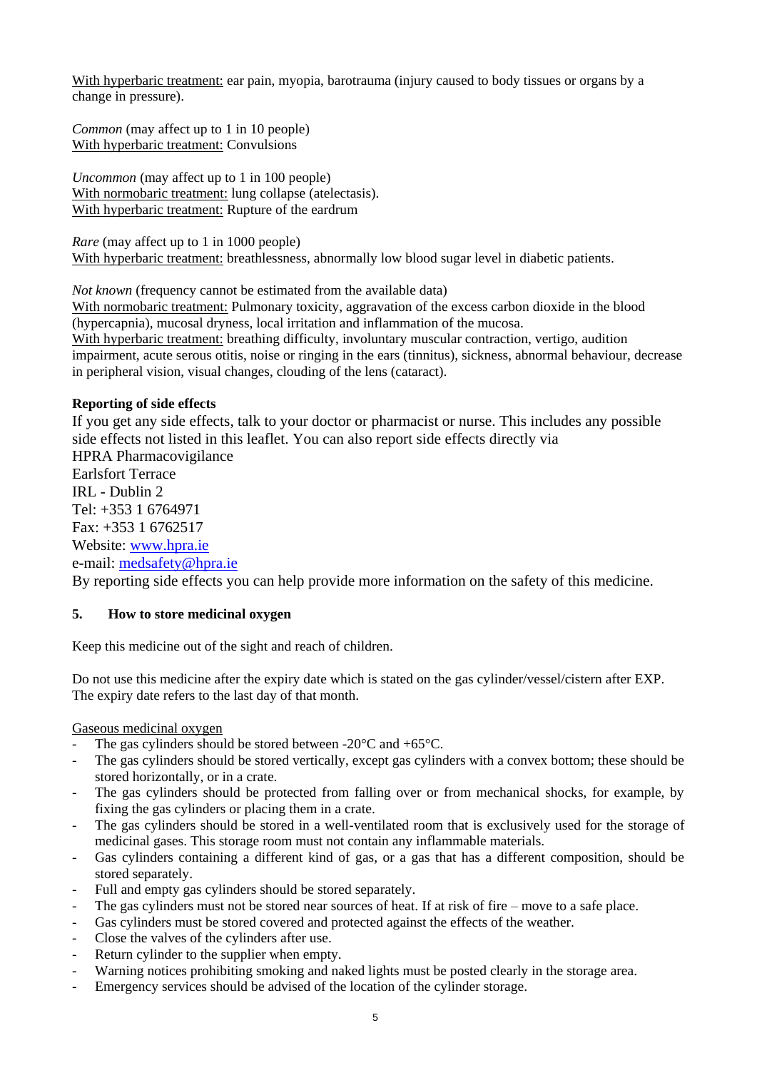With hyperbaric treatment: ear pain, myopia, barotrauma (injury caused to body tissues or organs by a change in pressure).

*Common* (may affect up to 1 in 10 people)
With hyperbaric treatment: Convulsions

*Uncommon* (may affect up to 1 in 100 people)
With normobaric treatment: lung collapse (atelectasis).
With hyperbaric treatment: Rupture of the eardrum

*Rare* (may affect up to 1 in 1000 people)
With hyperbaric treatment: breathlessness, abnormally low blood sugar level in diabetic patients.

*Not known* (frequency cannot be estimated from the available data)
With normobaric treatment: Pulmonary toxicity, aggravation of the excess carbon dioxide in the blood (hypercapnia), mucosal dryness, local irritation and inflammation of the mucosa.
With hyperbaric treatment: breathing difficulty, involuntary muscular contraction, vertigo, audition impairment, acute serous otitis, noise or ringing in the ears (tinnitus), sickness, abnormal behaviour, decrease in peripheral vision, visual changes, clouding of the lens (cataract).

**Reporting of side effects**

If you get any side effects, talk to your doctor or pharmacist or nurse. This includes any possible side effects not listed in this leaflet. You can also report side effects directly via
HPRA Pharmacovigilance
Earlsfort Terrace
IRL - Dublin 2
Tel: +353 1 6764971
Fax: +353 1 6762517
Website: www.hpra.ie
e-mail: medsafety@hpra.ie
By reporting side effects you can help provide more information on the safety of this medicine.

## 5. How to store medicinal oxygen

Keep this medicine out of the sight and reach of children.

Do not use this medicine after the expiry date which is stated on the gas cylinder/vessel/cistern after EXP. The expiry date refers to the last day of that month.

Gaseous medicinal oxygen

- The gas cylinders should be stored between -20°C and +65°C.
- The gas cylinders should be stored vertically, except gas cylinders with a convex bottom; these should be stored horizontally, or in a crate.
- The gas cylinders should be protected from falling over or from mechanical shocks, for example, by fixing the gas cylinders or placing them in a crate.
- The gas cylinders should be stored in a well-ventilated room that is exclusively used for the storage of medicinal gases. This storage room must not contain any inflammable materials.
- Gas cylinders containing a different kind of gas, or a gas that has a different composition, should be stored separately.
- Full and empty gas cylinders should be stored separately.
- The gas cylinders must not be stored near sources of heat. If at risk of fire – move to a safe place.
- Gas cylinders must be stored covered and protected against the effects of the weather.
- Close the valves of the cylinders after use.
- Return cylinder to the supplier when empty.
- Warning notices prohibiting smoking and naked lights must be posted clearly in the storage area.
- Emergency services should be advised of the location of the cylinder storage.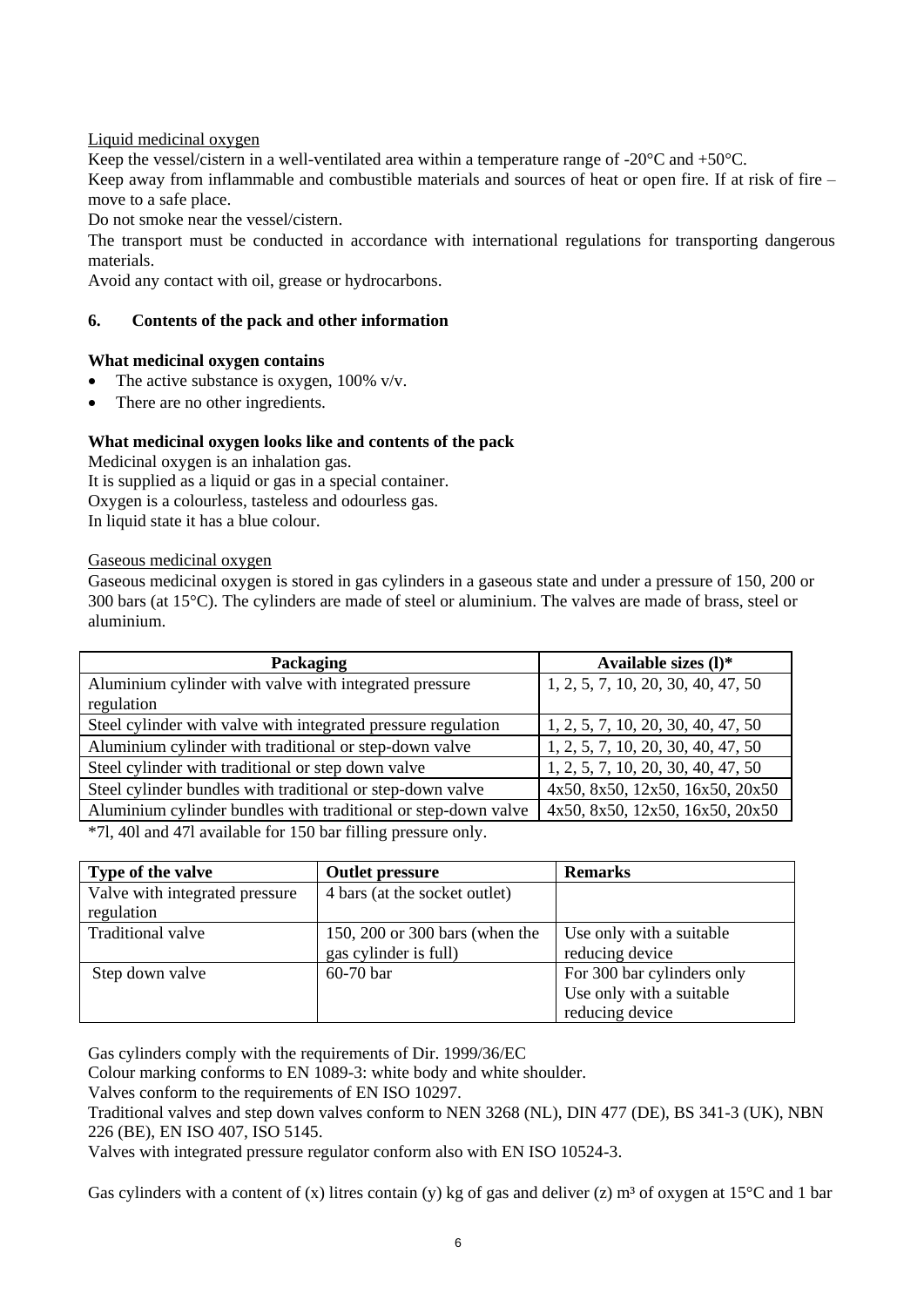Liquid medicinal oxygen

Keep the vessel/cistern in a well-ventilated area within a temperature range of -20°C and +50°C.

Keep away from inflammable and combustible materials and sources of heat or open fire. If at risk of fire – move to a safe place.

Do not smoke near the vessel/cistern.

The transport must be conducted in accordance with international regulations for transporting dangerous materials.

Avoid any contact with oil, grease or hydrocarbons.

## 6. Contents of the pack and other information

**What medicinal oxygen contains**

- The active substance is oxygen, 100% v/v.
- There are no other ingredients.

**What medicinal oxygen looks like and contents of the pack**

Medicinal oxygen is an inhalation gas.

It is supplied as a liquid or gas in a special container.

Oxygen is a colourless, tasteless and odourless gas.

In liquid state it has a blue colour.

Gaseous medicinal oxygen

Gaseous medicinal oxygen is stored in gas cylinders in a gaseous state and under a pressure of 150, 200 or 300 bars (at 15°C). The cylinders are made of steel or aluminium. The valves are made of brass, steel or aluminium.

| Packaging | Available sizes (l)* |
|---|---|
| Aluminium cylinder with valve with integrated pressure regulation | 1, 2, 5, 7, 10, 20, 30, 40, 47, 50 |
| Steel cylinder with valve with integrated pressure regulation | 1, 2, 5, 7, 10, 20, 30, 40, 47, 50 |
| Aluminium cylinder with traditional or step-down valve | 1, 2, 5, 7, 10, 20, 30, 40, 47, 50 |
| Steel cylinder with traditional or step down valve | 1, 2, 5, 7, 10, 20, 30, 40, 47, 50 |
| Steel cylinder bundles with traditional or step-down valve | 4x50, 8x50, 12x50, 16x50, 20x50 |
| Aluminium cylinder bundles with traditional or step-down valve | 4x50, 8x50, 12x50, 16x50, 20x50 |

*7l, 40l and 47l available for 150 bar filling pressure only.

| Type of the valve | Outlet pressure | Remarks |
|---|---|---|
| Valve with integrated pressure regulation | 4 bars (at the socket outlet) | |
| Traditional valve | 150, 200 or 300 bars (when the gas cylinder is full) | Use only with a suitable reducing device |
| Step down valve | 60-70 bar | For 300 bar cylinders only Use only with a suitable reducing device |

Gas cylinders comply with the requirements of Dir. 1999/36/EC

Colour marking conforms to EN 1089-3: white body and white shoulder.

Valves conform to the requirements of EN ISO 10297.

Traditional valves and step down valves conform to NEN 3268 (NL), DIN 477 (DE), BS 341-3 (UK), NBN 226 (BE), EN ISO 407, ISO 5145.

Valves with integrated pressure regulator conform also with EN ISO 10524-3.

Gas cylinders with a content of (x) litres contain (y) kg of gas and deliver (z) $m^3$ of oxygen at 15°C and 1 bar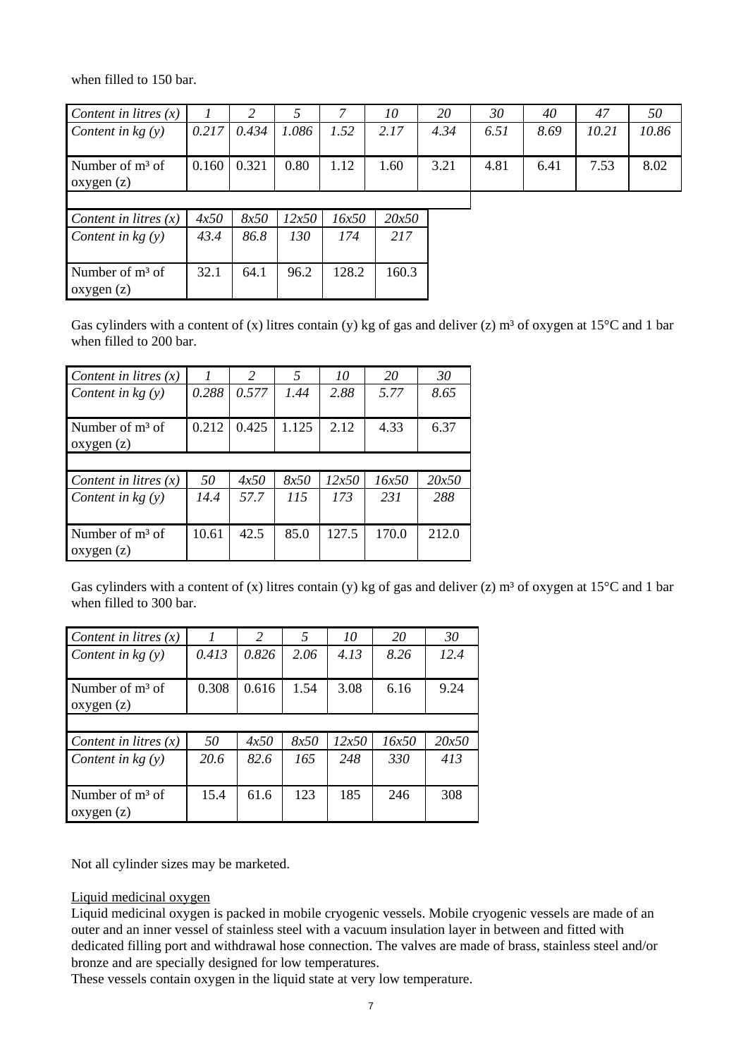when filled to 150 bar.

| *Content in litres (x)* | *1* | *2* | *5* | *7* | *10* | *20* | *30* | *40* | *47* | *50* |
|---|---|---|---|---|---|---|---|---|---|---|
| *Content in kg (y)* | *0.217* | *0.434* | *1.086* | *1.52* | *2.17* | *4.34* | *6.51* | *8.69* | *10.21* | *10.86* |
| Number of m³ of oxygen (z) | 0.160 | 0.321 | 0.80 | 1.12 | 1.60 | 3.21 | 4.81 | 6.41 | 7.53 | 8.02 |

| *Content in litres (x)* | *4x50* | *8x50* | *12x50* | *16x50* | *20x50* |
|---|---|---|---|---|---|
| *Content in kg (y)* | *43.4* | *86.8* | *130* | *174* | *217* |
| Number of m³ of oxygen (z) | 32.1 | 64.1 | 96.2 | 128.2 | 160.3 |

Gas cylinders with a content of (x) litres contain (y) kg of gas and deliver (z) m³ of oxygen at 15°C and 1 bar when filled to 200 bar.

| *Content in litres (x)* | *1* | *2* | *5* | *10* | *20* | *30* |
|---|---|---|---|---|---|---|
| *Content in kg (y)* | *0.288* | *0.577* | *1.44* | *2.88* | *5.77* | *8.65* |
| Number of m³ of oxygen (z) | 0.212 | 0.425 | 1.125 | 2.12 | 4.33 | 6.37 |
| | | | | | | |
| *Content in litres (x)* | *50* | *4x50* | *8x50* | *12x50* | *16x50* | *20x50* |
| *Content in kg (y)* | *14.4* | *57.7* | *115* | *173* | *231* | *288* |
| Number of m³ of oxygen (z) | 10.61 | 42.5 | 85.0 | 127.5 | 170.0 | 212.0 |

Gas cylinders with a content of (x) litres contain (y) kg of gas and deliver (z) m³ of oxygen at 15°C and 1 bar when filled to 300 bar.

| *Content in litres (x)* | *1* | *2* | *5* | *10* | *20* | *30* |
|---|---|---|---|---|---|---|
| *Content in kg (y)* | *0.413* | *0.826* | *2.06* | *4.13* | *8.26* | *12.4* |
| Number of m³ of oxygen (z) | 0.308 | 0.616 | 1.54 | 3.08 | 6.16 | 9.24 |
| | | | | | | |
| *Content in litres (x)* | *50* | *4x50* | *8x50* | *12x50* | *16x50* | *20x50* |
| *Content in kg (y)* | *20.6* | *82.6* | *165* | *248* | *330* | *413* |
| Number of m³ of oxygen (z) | 15.4 | 61.6 | 123 | 185 | 246 | 308 |

Not all cylinder sizes may be marketed.

Liquid medicinal oxygen

Liquid medicinal oxygen is packed in mobile cryogenic vessels. Mobile cryogenic vessels are made of an outer and an inner vessel of stainless steel with a vacuum insulation layer in between and fitted with dedicated filling port and withdrawal hose connection. The valves are made of brass, stainless steel and/or bronze and are specially designed for low temperatures.

These vessels contain oxygen in the liquid state at very low temperature.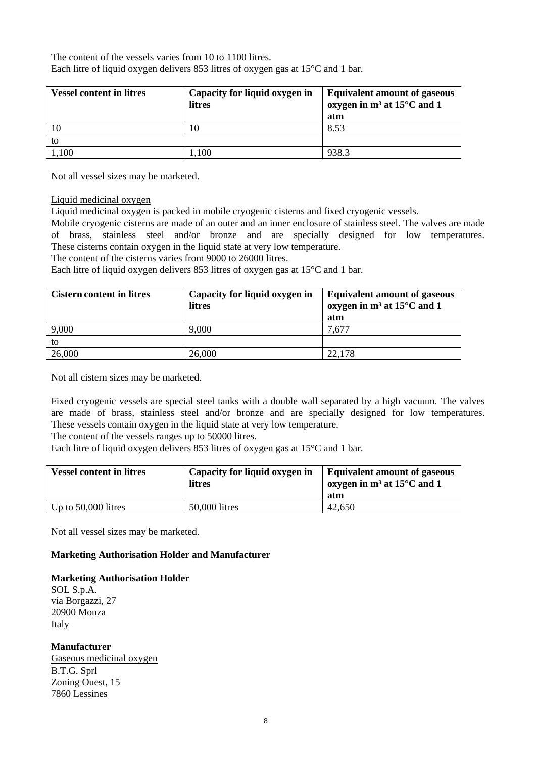The content of the vessels varies from 10 to 1100 litres.
Each litre of liquid oxygen delivers 853 litres of oxygen gas at 15°C and 1 bar.

| Vessel content in litres | Capacity for liquid oxygen in litres | Equivalent amount of gaseous oxygen in m³ at 15°C and 1 atm |
|---|---|---|
| 10 | 10 | 8.53 |
| to | | |
| 1,100 | 1,100 | 938.3 |

Not all vessel sizes may be marketed.

Liquid medicinal oxygen

Liquid medicinal oxygen is packed in mobile cryogenic cisterns and fixed cryogenic vessels.
Mobile cryogenic cisterns are made of an outer and an inner enclosure of stainless steel. The valves are made of brass, stainless steel and/or bronze and are specially designed for low temperatures. These cisterns contain oxygen in the liquid state at very low temperature.
The content of the cisterns varies from 9000 to 26000 litres.
Each litre of liquid oxygen delivers 853 litres of oxygen gas at 15°C and 1 bar.

| Cistern content in litres | Capacity for liquid oxygen in litres | Equivalent amount of gaseous oxygen in m³ at 15°C and 1 atm |
|---|---|---|
| 9,000 | 9,000 | 7,677 |
| to | | |
| 26,000 | 26,000 | 22,178 |

Not all cistern sizes may be marketed.

Fixed cryogenic vessels are special steel tanks with a double wall separated by a high vacuum. The valves are made of brass, stainless steel and/or bronze and are specially designed for low temperatures. These vessels contain oxygen in the liquid state at very low temperature.
The content of the vessels ranges up to 50000 litres.
Each litre of liquid oxygen delivers 853 litres of oxygen gas at 15°C and 1 bar.

| Vessel content in litres | Capacity for liquid oxygen in litres | Equivalent amount of gaseous oxygen in m³ at 15°C and 1 atm |
|---|---|---|
| Up to 50,000 litres | 50,000 litres | 42,650 |

Not all vessel sizes may be marketed.

**Marketing Authorisation Holder and Manufacturer**

**Marketing Authorisation Holder**

SOL S.p.A.
via Borgazzi, 27
20900 Monza
Italy

**Manufacturer**

Gaseous medicinal oxygen

B.T.G. Sprl
Zoning Ouest, 15
7860 Lessines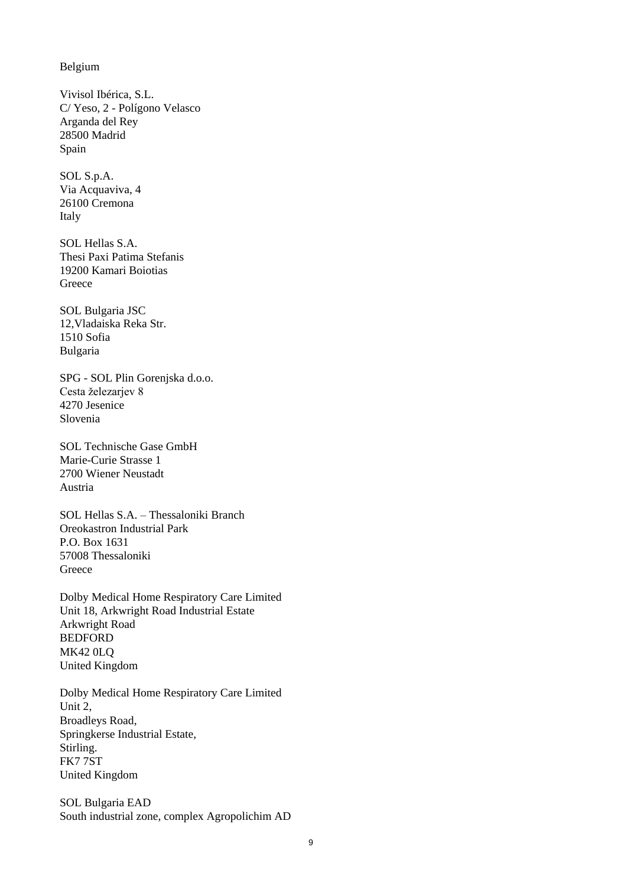Belgium

Vivisol Ibérica, S.L.
C/ Yeso, 2 - Polígono Velasco
Arganda del Rey
28500 Madrid
Spain

SOL S.p.A.
Via Acquaviva, 4
26100 Cremona
Italy

SOL Hellas S.A.
Thesi Paxi Patima Stefanis
19200 Kamari Boiotias
Greece

SOL Bulgaria JSC
12,Vladaiska Reka Str.
1510 Sofia
Bulgaria

SPG - SOL Plin Gorenjska d.o.o.
Cesta železarjev 8
4270 Jesenice
Slovenia

SOL Technische Gase GmbH
Marie-Curie Strasse 1
2700 Wiener Neustadt
Austria

SOL Hellas S.A. – Thessaloniki Branch
Oreokastron Industrial Park
P.O. Box 1631
57008 Thessaloniki
Greece

Dolby Medical Home Respiratory Care Limited
Unit 18, Arkwright Road Industrial Estate
Arkwright Road
BEDFORD
MK42 0LQ
United Kingdom

Dolby Medical Home Respiratory Care Limited
Unit 2,
Broadleys Road,
Springkerse Industrial Estate,
Stirling.
FK7 7ST
United Kingdom

SOL Bulgaria EAD
South industrial zone, complex Agropolichim AD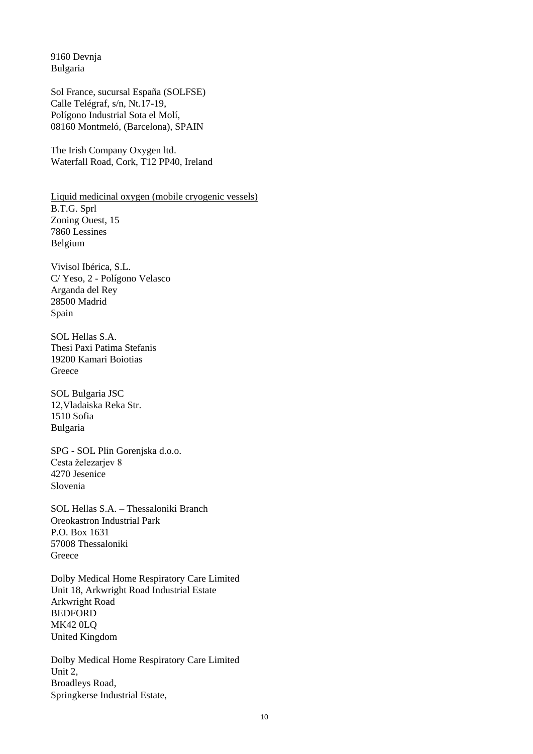9160 Devnja
Bulgaria

Sol France, sucursal España (SOLFSE)
Calle Telégraf, s/n, Nt.17-19,
Polígono Industrial Sota el Molí,
08160 Montmeló, (Barcelona), SPAIN

The Irish Company Oxygen ltd.
Waterfall Road, Cork, T12 PP40, Ireland

<u>Liquid medicinal oxygen (mobile cryogenic vessels)</u>
B.T.G. Sprl
Zoning Ouest, 15
7860 Lessines
Belgium

Vivisol Ibérica, S.L.
C/ Yeso, 2 - Polígono Velasco
Arganda del Rey
28500 Madrid
Spain

SOL Hellas S.A.
Thesi Paxi Patima Stefanis
19200 Kamari Boiotias
Greece

SOL Bulgaria JSC
12,Vladaiska Reka Str.
1510 Sofia
Bulgaria

SPG - SOL Plin Gorenjska d.o.o.
Cesta železarjev 8
4270 Jesenice
Slovenia

SOL Hellas S.A. – Thessaloniki Branch
Oreokastron Industrial Park
P.O. Box 1631
57008 Thessaloniki
Greece

Dolby Medical Home Respiratory Care Limited
Unit 18, Arkwright Road Industrial Estate
Arkwright Road
BEDFORD
MK42 0LQ
United Kingdom

Dolby Medical Home Respiratory Care Limited
Unit 2,
Broadleys Road,
Springkerse Industrial Estate,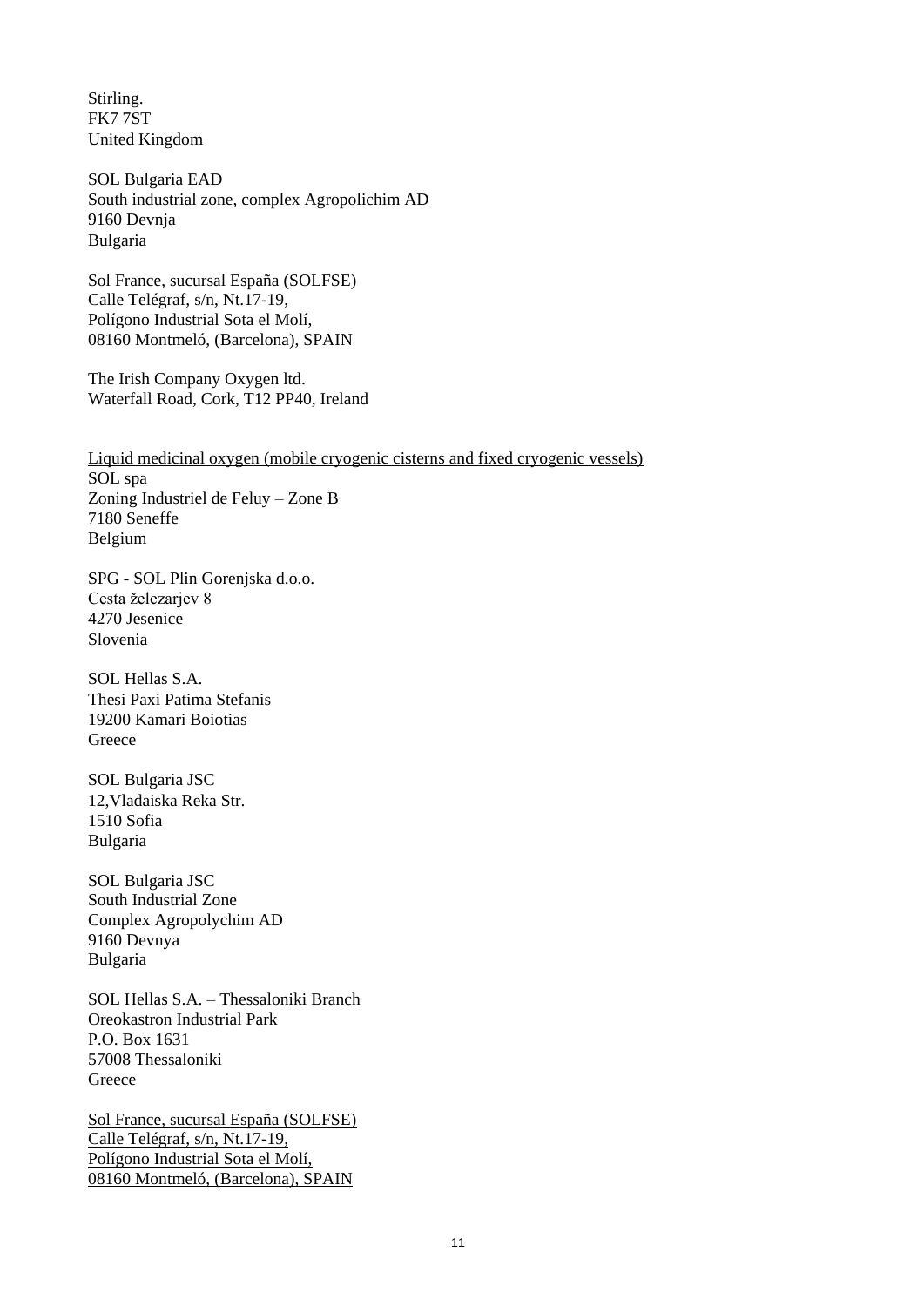Stirling.
FK7 7ST
United Kingdom

SOL Bulgaria EAD
South industrial zone, complex Agropolichim AD
9160 Devnja
Bulgaria

Sol France, sucursal España (SOLFSE)
Calle Telégraf, s/n, Nt.17-19,
Polígono Industrial Sota el Molí,
08160 Montmeló, (Barcelona), SPAIN

The Irish Company Oxygen ltd.
Waterfall Road, Cork, T12 PP40, Ireland

<u>Liquid medicinal oxygen (mobile cryogenic cisterns and fixed cryogenic vessels)</u>
SOL spa
Zoning Industriel de Feluy – Zone B
7180 Seneffe
Belgium

SPG - SOL Plin Gorenjska d.o.o.
Cesta železarjev 8
4270 Jesenice
Slovenia

SOL Hellas S.A.
Thesi Paxi Patima Stefanis
19200 Kamari Boiotias
Greece

SOL Bulgaria JSC
12,Vladaiska Reka Str.
1510 Sofia
Bulgaria

SOL Bulgaria JSC
South Industrial Zone
Complex Agropolychim AD
9160 Devnya
Bulgaria

SOL Hellas S.A. – Thessaloniki Branch
Oreokastron Industrial Park
P.O. Box 1631
57008 Thessaloniki
Greece

<u>Sol France, sucursal España (SOLFSE)</u>
<u>Calle Telégraf, s/n, Nt.17-19,</u>
<u>Polígono Industrial Sota el Molí,</u>
<u>08160 Montmeló, (Barcelona), SPAIN</u>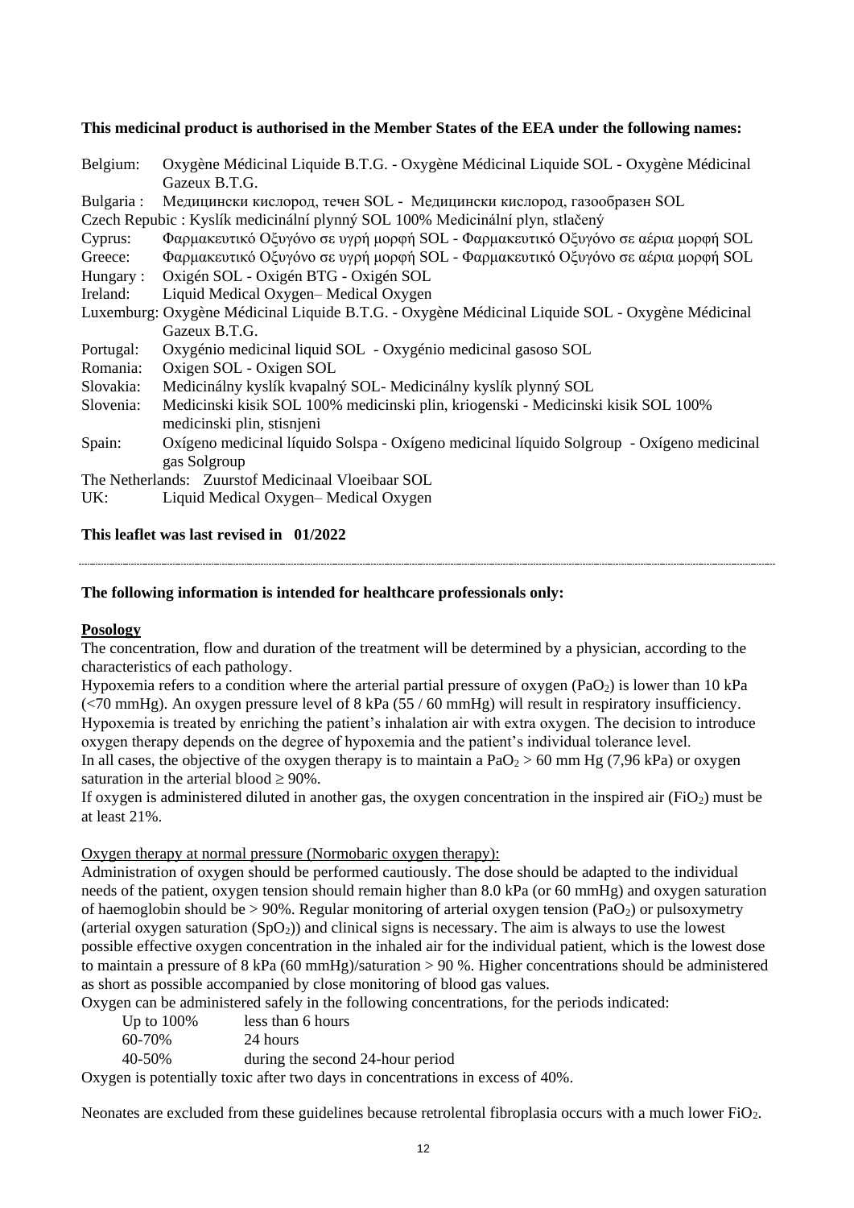**This medicinal product is authorised in the Member States of the EEA under the following names:**

Belgium: Oxygène Médicinal Liquide B.T.G. - Oxygène Médicinal Liquide SOL - Oxygène Médicinal Gazeux B.T.G.

Bulgaria : Медицински кислород, течен SOL - Медицински кислород, газообразен SOL

Czech Repubic : Kyslík medicinální plynný SOL 100% Medicinální plyn, stlačený

Cyprus: Φαρμακευτικό Οξυγόνο σε υγρή μορφή SOL - Φαρμακευτικό Οξυγόνο σε αέρια μορφή SOL

Greece: Φαρμακευτικό Οξυγόνο σε υγρή μορφή SOL - Φαρμακευτικό Οξυγόνο σε αέρια μορφή SOL

Hungary : Oxigén SOL - Oxigén BTG - Oxigén SOL

Ireland: Liquid Medical Oxygen– Medical Oxygen

Luxemburg: Oxygène Médicinal Liquide B.T.G. - Oxygène Médicinal Liquide SOL - Oxygène Médicinal Gazeux B.T.G.

Portugal: Oxygénio medicinal liquid SOL - Oxygénio medicinal gasoso SOL

Romania: Oxigen SOL - Oxigen SOL

Slovakia: Medicinálny kyslík kvapalný SOL- Medicinálny kyslík plynný SOL

Slovenia: Medicinski kisik SOL 100% medicinski plin, kriogenski - Medicinski kisik SOL 100% medicinski plin, stisnjeni

Spain: Oxígeno medicinal líquido Solspa - Oxígeno medicinal líquido Solgroup - Oxígeno medicinal gas Solgroup

The Netherlands: Zuurstof Medicinaal Vloeibaar SOL

UK: Liquid Medical Oxygen– Medical Oxygen

**This leaflet was last revised in 01/2022**

---

**The following information is intended for healthcare professionals only:**

**Posology**

The concentration, flow and duration of the treatment will be determined by a physician, according to the characteristics of each pathology.

Hypoxemia refers to a condition where the arterial partial pressure of oxygen ($PaO_2$) is lower than 10 kPa (<70 mmHg). An oxygen pressure level of 8 kPa (55 / 60 mmHg) will result in respiratory insufficiency. Hypoxemia is treated by enriching the patient's inhalation air with extra oxygen. The decision to introduce oxygen therapy depends on the degree of hypoxemia and the patient's individual tolerance level.

In all cases, the objective of the oxygen therapy is to maintain a $PaO_2 > 60$ mm Hg (7,96 kPa) or oxygen saturation in the arterial blood ≥ 90%.

If oxygen is administered diluted in another gas, the oxygen concentration in the inspired air ($FiO_2$) must be at least 21%.

Oxygen therapy at normal pressure (Normobaric oxygen therapy):

Administration of oxygen should be performed cautiously. The dose should be adapted to the individual needs of the patient, oxygen tension should remain higher than 8.0 kPa (or 60 mmHg) and oxygen saturation of haemoglobin should be > 90%. Regular monitoring of arterial oxygen tension ($PaO_2$) or pulsoxymetry (arterial oxygen saturation ($SpO_2$)) and clinical signs is necessary. The aim is always to use the lowest possible effective oxygen concentration in the inhaled air for the individual patient, which is the lowest dose to maintain a pressure of 8 kPa (60 mmHg)/saturation > 90 %. Higher concentrations should be administered as short as possible accompanied by close monitoring of blood gas values.

Oxygen can be administered safely in the following concentrations, for the periods indicated:

| | |
|---|---|
| Up to 100% | less than 6 hours |
| 60-70% | 24 hours |
| 40-50% | during the second 24-hour period |

Oxygen is potentially toxic after two days in concentrations in excess of 40%.

Neonates are excluded from these guidelines because retrolental fibroplasia occurs with a much lower $FiO_2$.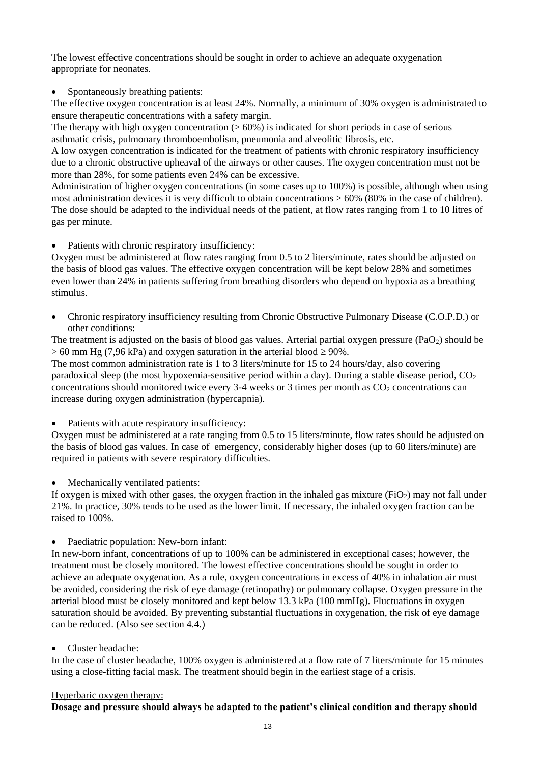The lowest effective concentrations should be sought in order to achieve an adequate oxygenation appropriate for neonates.

- Spontaneously breathing patients:

The effective oxygen concentration is at least 24%. Normally, a minimum of 30% oxygen is administrated to ensure therapeutic concentrations with a safety margin.

The therapy with high oxygen concentration (> 60%) is indicated for short periods in case of serious asthmatic crisis, pulmonary thromboembolism, pneumonia and alveolitic fibrosis, etc.

A low oxygen concentration is indicated for the treatment of patients with chronic respiratory insufficiency due to a chronic obstructive upheaval of the airways or other causes. The oxygen concentration must not be more than 28%, for some patients even 24% can be excessive.

Administration of higher oxygen concentrations (in some cases up to 100%) is possible, although when using most administration devices it is very difficult to obtain concentrations > 60% (80% in the case of children). The dose should be adapted to the individual needs of the patient, at flow rates ranging from 1 to 10 litres of gas per minute.

- Patients with chronic respiratory insufficiency:

Oxygen must be administered at flow rates ranging from 0.5 to 2 liters/minute, rates should be adjusted on the basis of blood gas values. The effective oxygen concentration will be kept below 28% and sometimes even lower than 24% in patients suffering from breathing disorders who depend on hypoxia as a breathing stimulus.

- Chronic respiratory insufficiency resulting from Chronic Obstructive Pulmonary Disease (C.O.P.D.) or other conditions:

The treatment is adjusted on the basis of blood gas values. Arterial partial oxygen pressure ($PaO_2$) should be > 60 mm Hg (7,96 kPa) and oxygen saturation in the arterial blood ≥ 90%.

The most common administration rate is 1 to 3 liters/minute for 15 to 24 hours/day, also covering paradoxical sleep (the most hypoxemia-sensitive period within a day). During a stable disease period, $CO_2$ concentrations should monitored twice every 3-4 weeks or 3 times per month as $CO_2$ concentrations can increase during oxygen administration (hypercapnia).

- Patients with acute respiratory insufficiency:

Oxygen must be administered at a rate ranging from 0.5 to 15 liters/minute, flow rates should be adjusted on the basis of blood gas values. In case of emergency, considerably higher doses (up to 60 liters/minute) are required in patients with severe respiratory difficulties.

- Mechanically ventilated patients:

If oxygen is mixed with other gases, the oxygen fraction in the inhaled gas mixture ($FiO_2$) may not fall under 21%. In practice, 30% tends to be used as the lower limit. If necessary, the inhaled oxygen fraction can be raised to 100%.

- Paediatric population: New-born infant:

In new-born infant, concentrations of up to 100% can be administered in exceptional cases; however, the treatment must be closely monitored. The lowest effective concentrations should be sought in order to achieve an adequate oxygenation. As a rule, oxygen concentrations in excess of 40% in inhalation air must be avoided, considering the risk of eye damage (retinopathy) or pulmonary collapse. Oxygen pressure in the arterial blood must be closely monitored and kept below 13.3 kPa (100 mmHg). Fluctuations in oxygen saturation should be avoided. By preventing substantial fluctuations in oxygenation, the risk of eye damage can be reduced. (Also see section 4.4.)

- Cluster headache:

In the case of cluster headache, 100% oxygen is administered at a flow rate of 7 liters/minute for 15 minutes using a close-fitting facial mask. The treatment should begin in the earliest stage of a crisis.

<u>Hyperbaric oxygen therapy:</u>

**Dosage and pressure should always be adapted to the patient's clinical condition and therapy should**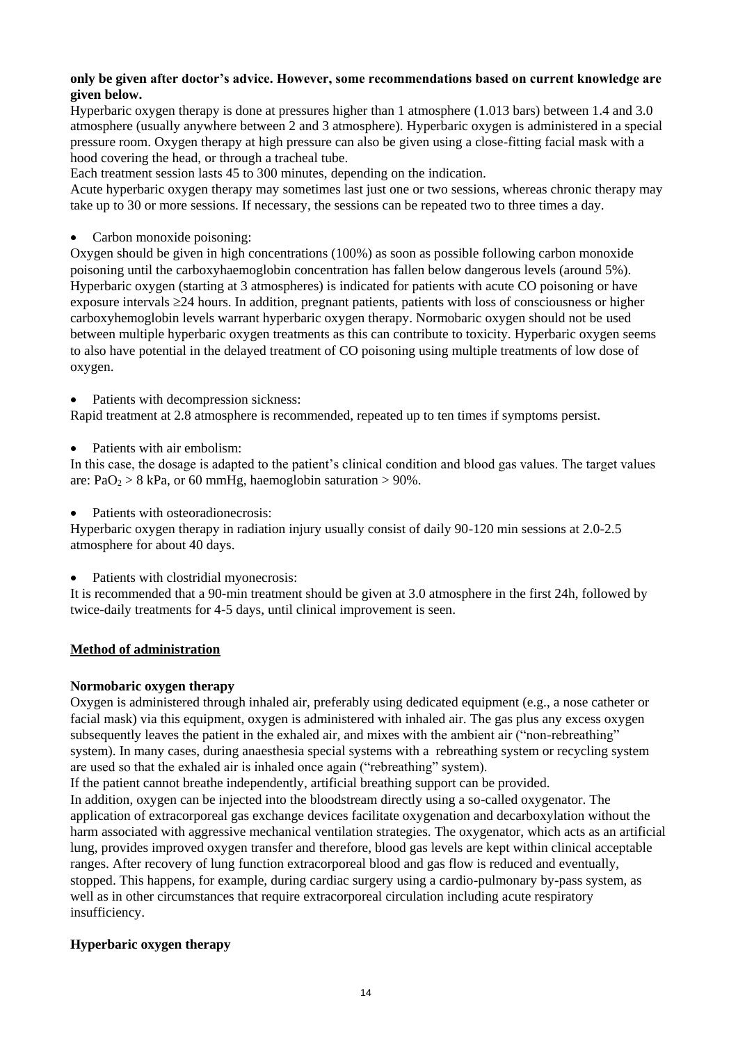**only be given after doctor's advice. However, some recommendations based on current knowledge are given below.**

Hyperbaric oxygen therapy is done at pressures higher than 1 atmosphere (1.013 bars) between 1.4 and 3.0 atmosphere (usually anywhere between 2 and 3 atmosphere). Hyperbaric oxygen is administered in a special pressure room. Oxygen therapy at high pressure can also be given using a close-fitting facial mask with a hood covering the head, or through a tracheal tube.

Each treatment session lasts 45 to 300 minutes, depending on the indication.

Acute hyperbaric oxygen therapy may sometimes last just one or two sessions, whereas chronic therapy may take up to 30 or more sessions. If necessary, the sessions can be repeated two to three times a day.

- Carbon monoxide poisoning:

Oxygen should be given in high concentrations (100%) as soon as possible following carbon monoxide poisoning until the carboxyhaemoglobin concentration has fallen below dangerous levels (around 5%). Hyperbaric oxygen (starting at 3 atmospheres) is indicated for patients with acute CO poisoning or have exposure intervals ≥24 hours. In addition, pregnant patients, patients with loss of consciousness or higher carboxyhemoglobin levels warrant hyperbaric oxygen therapy. Normobaric oxygen should not be used between multiple hyperbaric oxygen treatments as this can contribute to toxicity. Hyperbaric oxygen seems to also have potential in the delayed treatment of CO poisoning using multiple treatments of low dose of oxygen.

- Patients with decompression sickness:

Rapid treatment at 2.8 atmosphere is recommended, repeated up to ten times if symptoms persist.

- Patients with air embolism:

In this case, the dosage is adapted to the patient's clinical condition and blood gas values. The target values are: $PaO_2 > 8$ kPa, or 60 mmHg, haemoglobin saturation > 90%.

- Patients with osteoradionecrosis:

Hyperbaric oxygen therapy in radiation injury usually consist of daily 90-120 min sessions at 2.0-2.5 atmosphere for about 40 days.

- Patients with clostridial myonecrosis:

It is recommended that a 90-min treatment should be given at 3.0 atmosphere in the first 24h, followed by twice-daily treatments for 4-5 days, until clinical improvement is seen.

## Method of administration

### Normobaric oxygen therapy

Oxygen is administered through inhaled air, preferably using dedicated equipment (e.g., a nose catheter or facial mask) via this equipment, oxygen is administered with inhaled air. The gas plus any excess oxygen subsequently leaves the patient in the exhaled air, and mixes with the ambient air ("non-rebreathing" system). In many cases, during anaesthesia special systems with a rebreathing system or recycling system are used so that the exhaled air is inhaled once again ("rebreathing" system).

If the patient cannot breathe independently, artificial breathing support can be provided.

In addition, oxygen can be injected into the bloodstream directly using a so-called oxygenator. The application of extracorporeal gas exchange devices facilitate oxygenation and decarboxylation without the harm associated with aggressive mechanical ventilation strategies. The oxygenator, which acts as an artificial lung, provides improved oxygen transfer and therefore, blood gas levels are kept within clinical acceptable ranges. After recovery of lung function extracorporeal blood and gas flow is reduced and eventually, stopped. This happens, for example, during cardiac surgery using a cardio-pulmonary by-pass system, as well as in other circumstances that require extracorporeal circulation including acute respiratory insufficiency.

### Hyperbaric oxygen therapy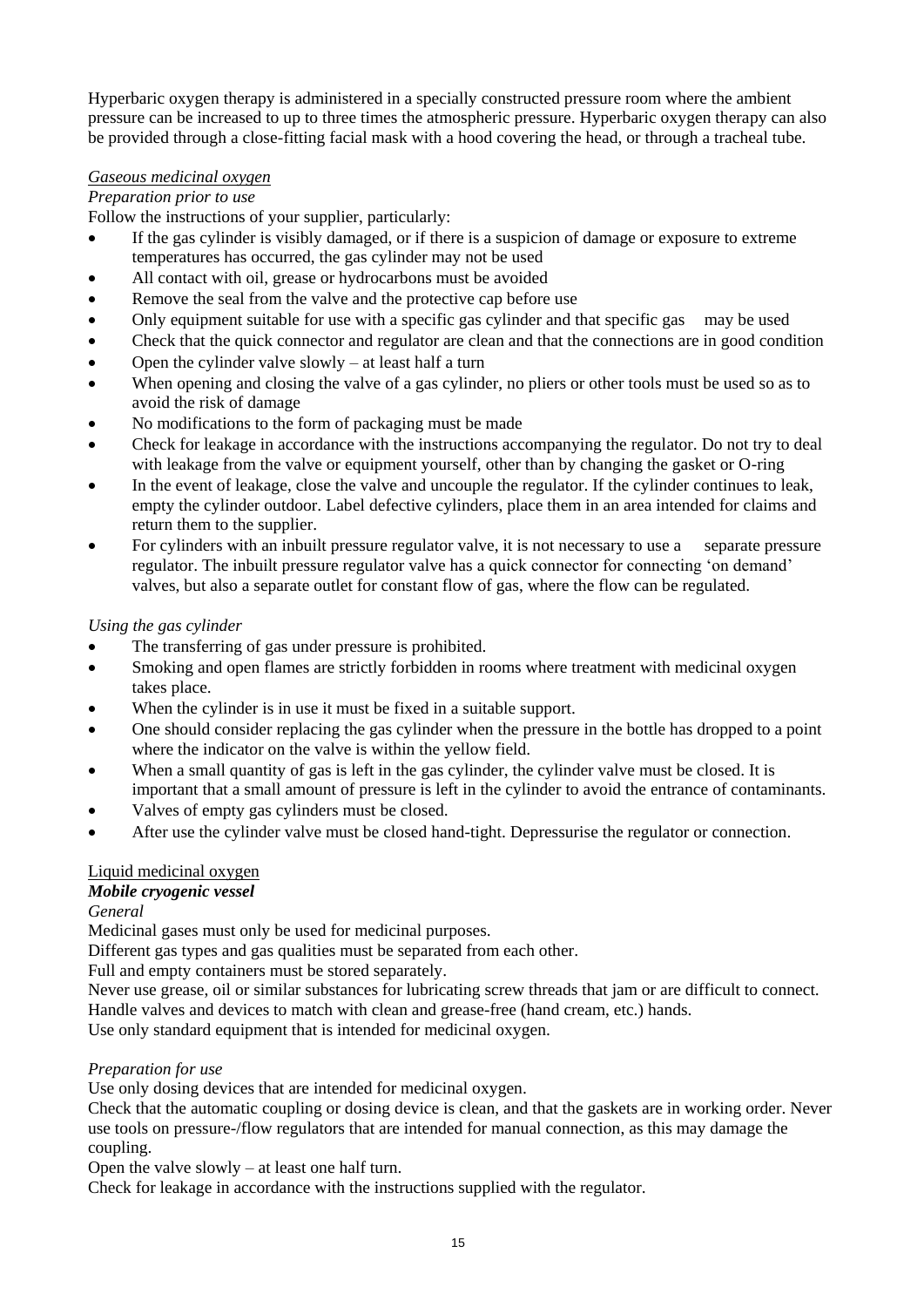Hyperbaric oxygen therapy is administered in a specially constructed pressure room where the ambient pressure can be increased to up to three times the atmospheric pressure. Hyperbaric oxygen therapy can also be provided through a close-fitting facial mask with a hood covering the head, or through a tracheal tube.

*Gaseous medicinal oxygen*

*Preparation prior to use*

Follow the instructions of your supplier, particularly:

- If the gas cylinder is visibly damaged, or if there is a suspicion of damage or exposure to extreme temperatures has occurred, the gas cylinder may not be used
- All contact with oil, grease or hydrocarbons must be avoided
- Remove the seal from the valve and the protective cap before use
- Only equipment suitable for use with a specific gas cylinder and that specific gas may be used
- Check that the quick connector and regulator are clean and that the connections are in good condition
- Open the cylinder valve slowly – at least half a turn
- When opening and closing the valve of a gas cylinder, no pliers or other tools must be used so as to avoid the risk of damage
- No modifications to the form of packaging must be made
- Check for leakage in accordance with the instructions accompanying the regulator. Do not try to deal with leakage from the valve or equipment yourself, other than by changing the gasket or O-ring
- In the event of leakage, close the valve and uncouple the regulator. If the cylinder continues to leak, empty the cylinder outdoor. Label defective cylinders, place them in an area intended for claims and return them to the supplier.
- For cylinders with an inbuilt pressure regulator valve, it is not necessary to use a separate pressure regulator. The inbuilt pressure regulator valve has a quick connector for connecting 'on demand' valves, but also a separate outlet for constant flow of gas, where the flow can be regulated.

*Using the gas cylinder*

- The transferring of gas under pressure is prohibited.
- Smoking and open flames are strictly forbidden in rooms where treatment with medicinal oxygen takes place.
- When the cylinder is in use it must be fixed in a suitable support.
- One should consider replacing the gas cylinder when the pressure in the bottle has dropped to a point where the indicator on the valve is within the yellow field.
- When a small quantity of gas is left in the gas cylinder, the cylinder valve must be closed. It is important that a small amount of pressure is left in the cylinder to avoid the entrance of contaminants.
- Valves of empty gas cylinders must be closed.
- After use the cylinder valve must be closed hand-tight. Depressurise the regulator or connection.

Liquid medicinal oxygen

***Mobile cryogenic vessel***

*General*

Medicinal gases must only be used for medicinal purposes.

Different gas types and gas qualities must be separated from each other.

Full and empty containers must be stored separately.

Never use grease, oil or similar substances for lubricating screw threads that jam or are difficult to connect.

Handle valves and devices to match with clean and grease-free (hand cream, etc.) hands.

Use only standard equipment that is intended for medicinal oxygen.

*Preparation for use*

Use only dosing devices that are intended for medicinal oxygen.

Check that the automatic coupling or dosing device is clean, and that the gaskets are in working order. Never use tools on pressure-/flow regulators that are intended for manual connection, as this may damage the coupling.

Open the valve slowly – at least one half turn.

Check for leakage in accordance with the instructions supplied with the regulator.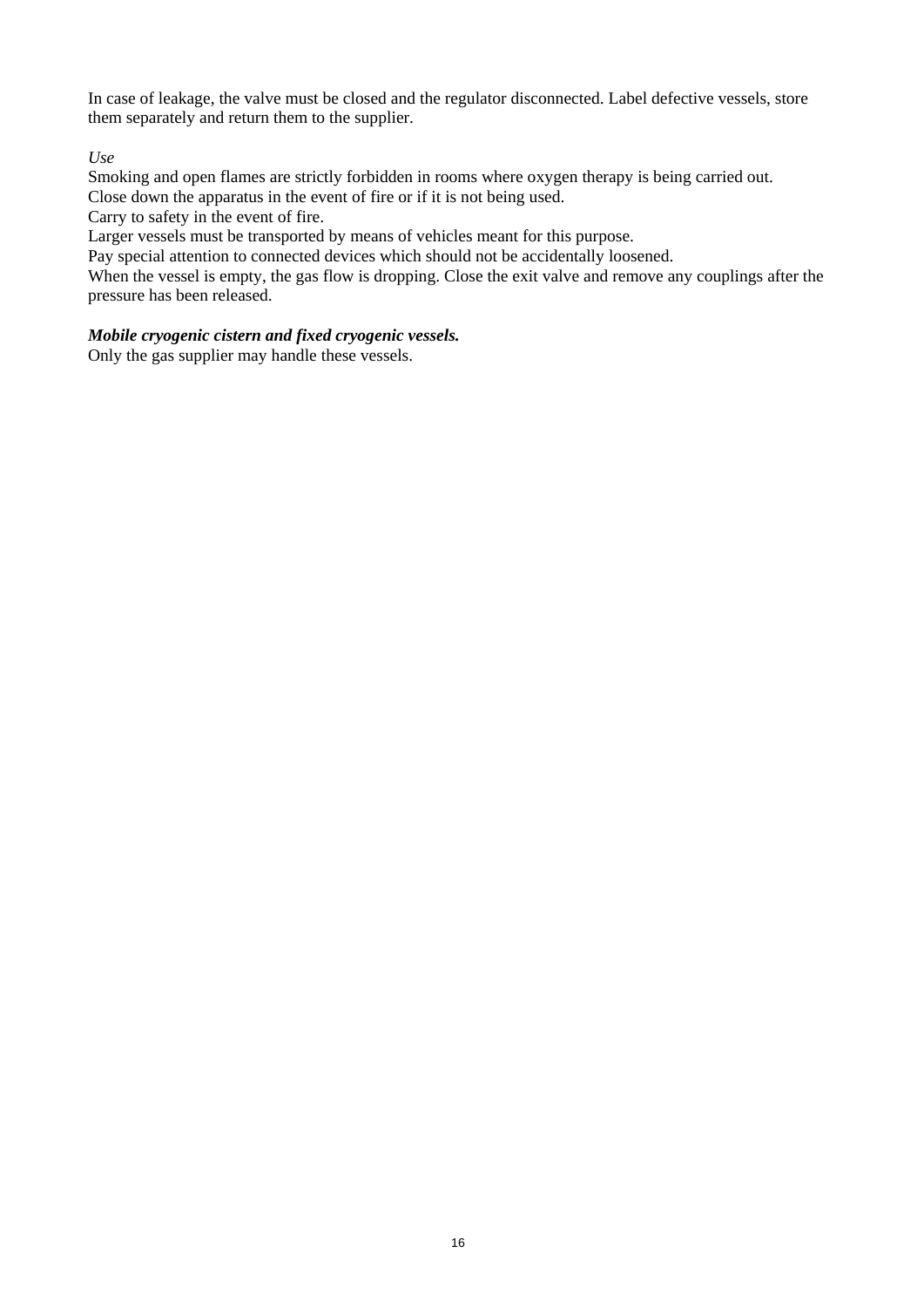In case of leakage, the valve must be closed and the regulator disconnected. Label defective vessels, store them separately and return them to the supplier.

*Use*

Smoking and open flames are strictly forbidden in rooms where oxygen therapy is being carried out.
Close down the apparatus in the event of fire or if it is not being used.
Carry to safety in the event of fire.
Larger vessels must be transported by means of vehicles meant for this purpose.
Pay special attention to connected devices which should not be accidentally loosened.
When the vessel is empty, the gas flow is dropping. Close the exit valve and remove any couplings after the pressure has been released.

***Mobile cryogenic cistern and fixed cryogenic vessels.***

Only the gas supplier may handle these vessels.